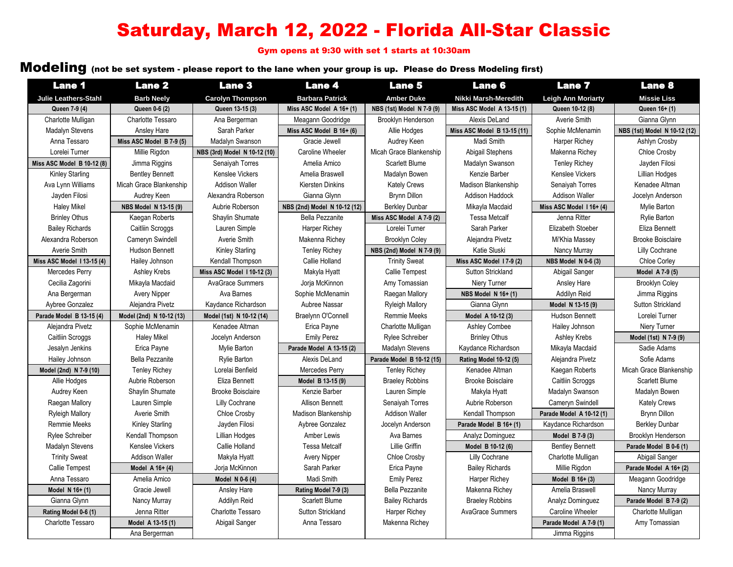# Saturday, March 12, 2022 - Florida All-Star Classic

Gym opens at 9:30 with set 1 starts at 10:30am

## Modeling (not be set system - please report to the lane when your group is up. Please do Dress Modeling first)

| Lane 1 | Lane 2 | Lane 3 | Lane 4 | Lane 5 | Lane 6 | Lane 7 | Lane 8 |
|---|---|---|---|---|---|---|---|
| Julie Leathers-Stahl | Barb Neely | Carolyn Thompson | Barbara Patrick | Amber Duke | Nikki Marsh-Meredith | Leigh Ann Moriarty | Missie Liss |
| **Queen 7-9 (4)** | **Queen 0-6 (2)** | **Queen 13-15 (3)** | **Miss ASC Model A 16+ (1)** | **NBS (1st) Model N 7-9 (9)** | **Miss ASC Model A 13-15 (1)** | **Queen 10-12 (8)** | **Queen 16+ (1)** |
| Charlotte Mulligan | Charlotte Tessaro | Ana Bergerman | Meagann Goodridge | Brooklyn Henderson | Alexis DeLand | Averie Smith | Gianna Glynn |
| Madalyn Stevens | Ansley Hare | Sarah Parker | **Miss ASC Model B 16+ (6)** | Allie Hodges | **Miss ASC Model B 13-15 (11)** | Sophie McMenamin | **NBS (1st) Model N 10-12 (12)** |
| Anna Tessaro | **Miss ASC Model B 7-9 (5)** | Madalyn Swanson | Gracie Jewell | Audrey Keen | Madi Smith | Harper Richey | Ashlyn Crosby |
| Lorelei Turner | Millie Rigdon | **NBS (3rd) Model N 10-12 (10)** | Caroline Wheeler | Micah Grace Blankenship | Abigail Stephens | Makenna Richey | Chloe Crosby |
| **Miss ASC Model B 10-12 (8)** | Jimma Riggins | Senaiyah Torres | Amelia Amico | Scarlett Blume | Madalyn Swanson | Tenley Richey | Jayden Filosi |
| Kinley Starling | Bentley Bennett | Kenslee Vickers | Amelia Braswell | Madalyn Bowen | Kenzie Barber | Kenslee Vickers | Lillian Hodges |
| Ava Lynn Williams | Micah Grace Blankinship | Addison Waller | Kiersten Dinkins | Kately Crews | Madison Blankenship | Senaiyah Torres | Kenadee Altman |
| Jayden Filosi | Audrey Keen | Alexandra Roberson | Gianna Glynn | Brynn Dillon | Addison Haddock | Addison Waller | Jocelyn Anderson |
| Haley Mikel | **NBS Model N 13-15 (9)** | Aubrie Roberson | **NBS (2nd) Model N 10-12 (12)** | Berkley Dunbar | Mikayla Macdaid | **Miss ASC Model I 16+ (4)** | Mylie Barton |
| Brinley Othus | Kaegan Roberts | Shaylin Shumate | Bella Pezzanite | **Miss ASC Model A 7-9 (2)** | Tessa Metcalf | Jenna Ritter | Rylie Barton |
| Bailey Richards | Caitliin Scroggs | Lauren Simple | Harper Richey | Lorelei Turner | Sarah Parker | Elizabeth Stoeber | Eliza Bennett |
| Alexandra Roberson | Cameryn Swindell | Averie Smith | Makenna Richey | Brooklyn Coley | Alejandra Pivetz | Mi'Khia Massey | Brooke Boisclaire |
| Averie Smith | Hudson Bennett | Kinley Starling | Tenley Richey | **NBS (2nd) Model N 7-9 (9)** | Katie Sluski | Nancy Murray | Lilly Cochrane |
| **Miss ASC Model I 13-15 (4)** | Hailey Johnson | Kendall Thompson | Callie Holland | Trinity Sweat | **Miss ASC Model I 7-9 (2)** | **NBS Model N 0-6 (3)** | Chloe Corley |
| Mercedes Perry | Ashley Krebs | **Miss ASC Model I 10-12 (3)** | Makyla Hyatt | Callie Tempest | Sutton Strickland | Abigail Sanger | **Model A 7-9 (5)** |
| Cecilia Zagorini | Mikayla Macdaid | AvaGrace Summers | Jorja McKinnon | Amy Tomassian | Niery Turner | Ansley Hare | Brooklyn Coley |
| Ana Bergerman | Avery Nipper | Ava Barnes | Sophie McMenamin | Raegan Mallory | **NBS Model N 16+ (1)** | Addilyn Reid | Jimma Riggins |
| Aybree Gonzalez | Alejandra Pivetz | Kaydance Richardson | Aubree Nassar | Ryleigh Mallory | Gianna Glynn | **Model N 13-15 (9)** | Sutton Strickland |
| **Parade Model B 13-15 (4)** | **Model (2nd) N 10-12 (13)** | **Model (1st) N 10-12 (14)** | Braelynn O'Connell | Remmie Meeks | **Model A 10-12 (3)** | Hudson Bennett | Lorelei Turner |
| Alejandra Pivetz | Sophie McMenamin | Kenadee Altman | Erica Payne | Charlotte Mulligan | Ashley Combee | Hailey Johnson | Niery Turner |
| Caitliin Scroggs | Haley Mikel | Jocelyn Anderson | Emily Perez | Rylee Schreiber | Brinley Othus | Ashley Krebs | **Model (1st) N 7-9 (9)** |
| Jesalyn Jenkins | Erica Payne | Mylie Barton | **Parade Model A 13-15 (2)** | Madalyn Stevens | Kaydance Richardson | Mikayla Macdaid | Sadie Adams |
| Hailey Johnson | Bella Pezzanite | Rylie Barton | Alexis DeLand | **Parade Model B 10-12 (15)** | **Rating Model 10-12 (5)** | Alejandra Pivetz | Sofie Adams |
| **Model (2nd) N 7-9 (10)** | Tenley Richey | Lorelai Benfield | Mercedes Perry | Tenley Richey | Kenadee Altman | Kaegan Roberts | Micah Grace Blankenship |
| Allie Hodges | Aubrie Roberson | Eliza Bennett | **Model B 13-15 (9)** | Braeley Robbins | Brooke Boisclaire | Caitliin Scroggs | Scarlett Blume |
| Audrey Keen | Shaylin Shumate | Brooke Boisclaire | Kenzie Barber | Lauren Simple | Makyla Hyatt | Madalyn Swanson | Madalyn Bowen |
| Raegan Mallory | Lauren Simple | Lilly Cochrane | Allison Bennett | Senaiyah Torres | Aubrie Roberson | Cameryn Swindell | Kately Crews |
| Ryleigh Mallory | Averie Smith | Chloe Crosby | Madison Blankenship | Addison Waller | Kendall Thompson | **Parade Model A 10-12 (1)** | Brynn Dillon |
| Remmie Meeks | Kinley Starling | Jayden Filosi | Aybree Gonzalez | Jocelyn Anderson | **Parade Model B 16+ (1)** | Kaydance Richardson | Berkley Dunbar |
| Rylee Schreiber | Kendall Thompson | Lillian Hodges | Amber Lewis | Ava Barnes | Analyz Dominguez | **Model B 7-9 (3)** | Brooklyn Henderson |
| Madalyn Stevens | Kenslee Vickers | Callie Holland | Tessa Metcalf | Lillie Griffin | **Model B 10-12 (6)** | Bentley Bennett | **Parade Model B 0-6 (1)** |
| Trinity Sweat | Addison Waller | Makyla Hyatt | Avery Nipper | Chloe Crosby | Lilly Cochrane | Charlotte Mulligan | Abigail Sanger |
| Callie Tempest | **Model A 16+ (4)** | Jorja McKinnon | Sarah Parker | Erica Payne | Bailey Richards | Millie Rigdon | **Parade Model A 16+ (2)** |
| Anna Tessaro | Amelia Amico | **Model N 0-6 (4)** | Madi Smith | Emily Perez | Harper Richey | **Model B 16+ (3)** | Meagann Goodridge |
| **Model N 16+ (1)** | Gracie Jewell | Ansley Hare | **Rating Model 7-9 (3)** | Bella Pezzanite | Makenna Richey | Amelia Braswell | Nancy Murray |
| Gianna Glynn | Nancy Murray | Addilyn Reid | Scarlett Blume | Bailey Richards | Braeley Robbins | Analyz Dominguez | **Parade Model B 7-9 (2)** |
| **Rating Model 0-6 (1)** | Jenna Ritter | Charlotte Tessaro | Sutton Strickland | Harper Richey | AvaGrace Summers | Caroline Wheeler | Charlotte Mulligan |
| Charlotte Tessaro | **Model A 13-15 (1)** | Abigail Sanger | Anna Tessaro | Makenna Richey | | **Parade Model A 7-9 (1)** | Amy Tomassian |
| | Ana Bergerman | | | | | Jimma Riggins | |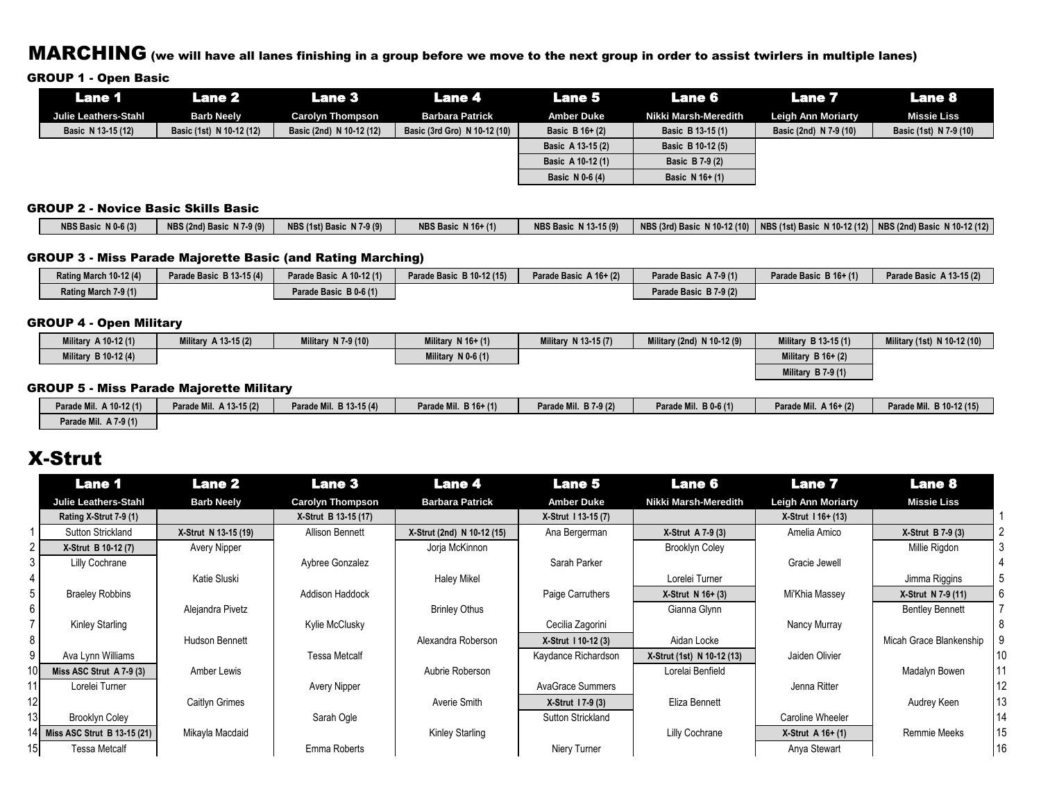# MARCHING (we will have all lanes finishing in a group before we move to the next group in order to assist twirlers in multiple lanes)

### GROUP 1 - Open Basic

| Lane 1 | Lane 2 | Lane 3 | Lane 4 | Lane 5 | Lane 6 | Lane 7 | Lane 8 |
|---|---|---|---|---|---|---|---|
| Julie Leathers-Stahl | Barb Neely | Carolyn Thompson | Barbara Patrick | Amber Duke | Nikki Marsh-Meredith | Leigh Ann Moriarty | Missie Liss |
| Basic N 13-15 (12) | Basic (1st) N 10-12 (12) | Basic (2nd) N 10-12 (12) | Basic (3rd Gro) N 10-12 (10) | Basic B 16+ (2) | Basic B 13-15 (1) | Basic (2nd) N 7-9 (10) | Basic (1st) N 7-9 (10) |
| | | | | Basic A 13-15 (2) | Basic B 10-12 (5) | | |
| | | | | Basic A 10-12 (1) | Basic B 7-9 (2) | | |
| | | | | Basic N 0-6 (4) | Basic N 16+ (1) | | |

### GROUP 2 - Novice Basic Skills Basic

| Lane 1 | Lane 2 | Lane 3 | Lane 4 | Lane 5 | Lane 6 | Lane 7 | Lane 8 |
|---|---|---|---|---|---|---|---|
| NBS Basic N 0-6 (3) | NBS (2nd) Basic N 7-9 (9) | NBS (1st) Basic N 7-9 (9) | NBS Basic N 16+ (1) | NBS Basic N 13-15 (9) | NBS (3rd) Basic N 10-12 (10) | NBS (1st) Basic N 10-12 (12) | NBS (2nd) Basic N 10-12 (12) |

### GROUP 3 - Miss Parade Majorette Basic (and Rating Marching)

| Lane 1 | Lane 2 | Lane 3 | Lane 4 | Lane 5 | Lane 6 | Lane 7 | Lane 8 |
|---|---|---|---|---|---|---|---|
| Rating March 10-12 (4) | Parade Basic B 13-15 (4) | Parade Basic A 10-12 (1) | Parade Basic B 10-12 (15) | Parade Basic A 16+ (2) | Parade Basic A 7-9 (1) | Parade Basic B 16+ (1) | Parade Basic A 13-15 (2) |
| Rating March 7-9 (1) | | Parade Basic B 0-6 (1) | | | Parade Basic B 7-9 (2) | | |

### GROUP 4 - Open Military

| Lane 1 | Lane 2 | Lane 3 | Lane 4 | Lane 5 | Lane 6 | Lane 7 | Lane 8 |
|---|---|---|---|---|---|---|---|
| Military A 10-12 (1) | Military A 13-15 (2) | Military N 7-9 (10) | Military N 16+ (1) | Military N 13-15 (7) | Military (2nd) N 10-12 (9) | Military B 13-15 (1) | Military (1st) N 10-12 (10) |
| Military B 10-12 (4) | | | Military N 0-6 (1) | | | Military B 16+ (2) | |
| | | | | | | Military B 7-9 (1) | |

### GROUP 5 - Miss Parade Majorette Military

| Lane 1 | Lane 2 | Lane 3 | Lane 4 | Lane 5 | Lane 6 | Lane 7 | Lane 8 |
|---|---|---|---|---|---|---|---|
| Parade Mil. A 10-12 (1) | Parade Mil. A 13-15 (2) | Parade Mil. B 13-15 (4) | Parade Mil. B 16+ (1) | Parade Mil. B 7-9 (2) | Parade Mil. B 0-6 (1) | Parade Mil. A 16+ (2) | Parade Mil. B 10-12 (15) |
| Parade Mil. A 7-9 (1) | | | | | | | |

# X-Strut

| | Lane 1 | Lane 2 | Lane 3 | Lane 4 | Lane 5 | Lane 6 | Lane 7 | Lane 8 | |
|---|---|---|---|---|---|---|---|---|---|
| | Julie Leathers-Stahl | Barb Neely | Carolyn Thompson | Barbara Patrick | Amber Duke | Nikki Marsh-Meredith | Leigh Ann Moriarty | Missie Liss | |
| | Rating X-Strut 7-9 (1) | | X-Strut B 13-15 (17) | | X-Strut I 13-15 (7) | | X-Strut I 16+ (13) | | 1 |
| 1 | Sutton Strickland | X-Strut N 13-15 (19) | Allison Bennett | X-Strut (2nd) N 10-12 (15) | Ana Bergerman | X-Strut A 7-9 (3) | Amelia Amico | X-Strut B 7-9 (3) | 2 |
| 2 | X-Strut B 10-12 (7) | Avery Nipper | | Jorja McKinnon | | Brooklyn Coley | | Millie Rigdon | 3 |
| 3 | Lilly Cochrane | | Aybree Gonzalez | | Sarah Parker | | Gracie Jewell | | 4 |
| 4 | | Katie Sluski | | Haley Mikel | | Lorelei Turner | | Jimma Riggins | 5 |
| 5 | Braeley Robbins | | Addison Haddock | | Paige Carruthers | X-Strut N 16+ (3) | Mi'Khia Massey | X-Strut N 7-9 (11) | 6 |
| 6 | | Alejandra Pivetz | | Brinley Othus | | Gianna Glynn | | Bentley Bennett | 7 |
| 7 | Kinley Starling | | Kylie McClusky | | Cecilia Zagorini | | Nancy Murray | | 8 |
| 8 | | Hudson Bennett | | Alexandra Roberson | X-Strut I 10-12 (3) | Aidan Locke | | Micah Grace Blankenship | 9 |
| 9 | Ava Lynn Williams | | Tessa Metcalf | | Kaydance Richardson | X-Strut (1st) N 10-12 (13) | Jaiden Olivier | | 10 |
| 10 | Miss ASC Strut A 7-9 (3) | Amber Lewis | | Aubrie Roberson | | Lorelai Benfield | | Madalyn Bowen | 11 |
| 11 | Lorelei Turner | | Avery Nipper | | AvaGrace Summers | | Jenna Ritter | | 12 |
| 12 | | Caitlyn Grimes | | Averie Smith | X-Strut I 7-9 (3) | Eliza Bennett | | Audrey Keen | 13 |
| 13 | Brooklyn Coley | | Sarah Ogle | | Sutton Strickland | | Caroline Wheeler | | 14 |
| 14 | Miss ASC Strut B 13-15 (21) | Mikayla Macdaid | | Kinley Starling | | Lilly Cochrane | X-Strut A 16+ (1) | Remmie Meeks | 15 |
| 15 | Tessa Metcalf | | Emma Roberts | | Niery Turner | | Anya Stewart | | 16 |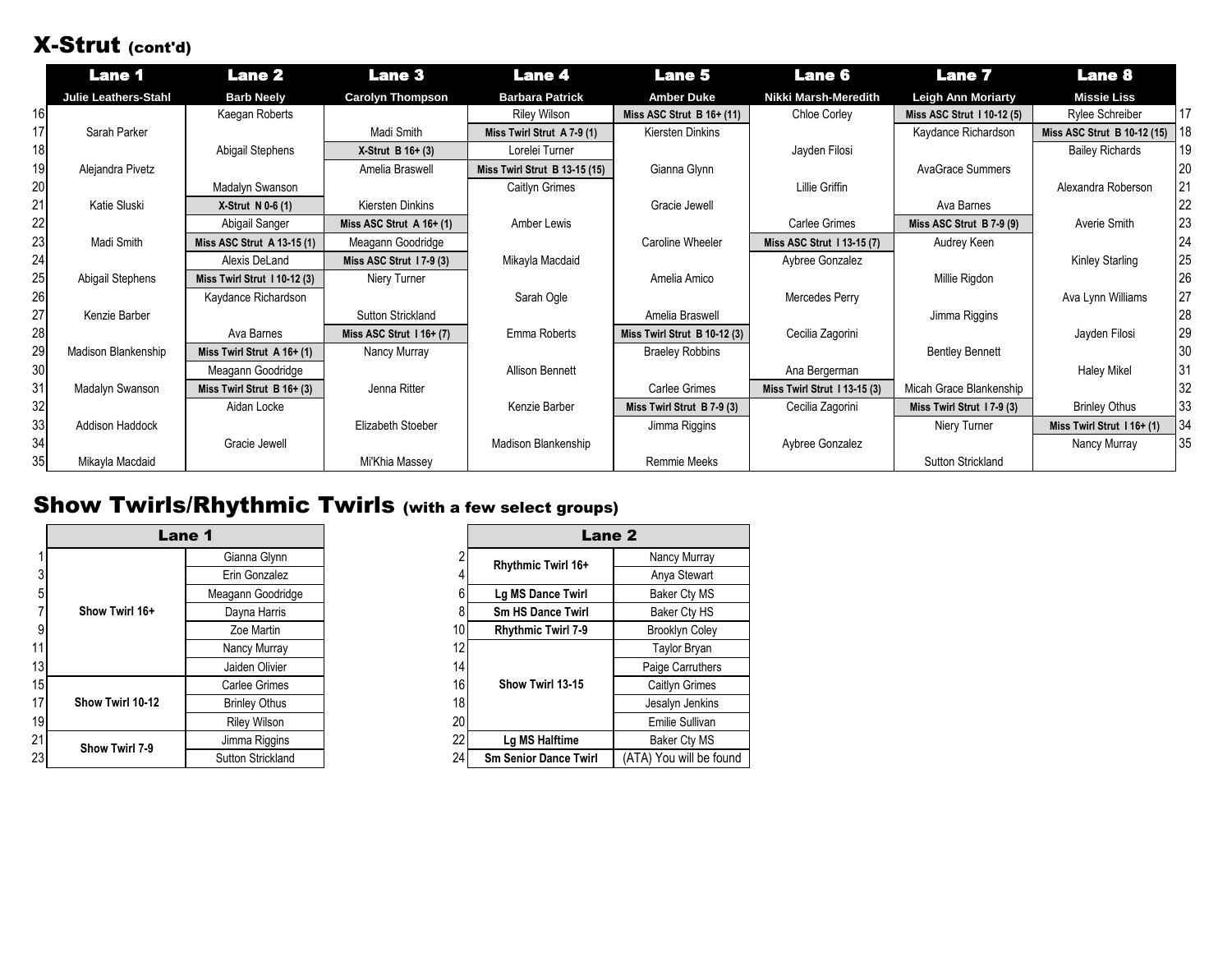## X-Strut (cont'd)

| | Lane 1 | Lane 2 | Lane 3 | Lane 4 | Lane 5 | Lane 6 | Lane 7 | Lane 8 | |
|---|---|---|---|---|---|---|---|---|---|
| | **Julie Leathers-Stahl** | **Barb Neely** | **Carolyn Thompson** | **Barbara Patrick** | **Amber Duke** | **Nikki Marsh-Meredith** | **Leigh Ann Moriarty** | **Missie Liss** | |
| 16 | | Kaegan Roberts | | Riley Wilson | **Miss ASC Strut B 16+ (11)** | Chloe Corley | **Miss ASC Strut I 10-12 (5)** | Rylee Schreiber | 17 |
| 17 | Sarah Parker | | Madi Smith | **Miss Twirl Strut A 7-9 (1)** | Kiersten Dinkins | | Kaydance Richardson | **Miss ASC Strut B 10-12 (15)** | 18 |
| 18 | | Abigail Stephens | **X-Strut B 16+ (3)** | Lorelei Turner | | Jayden Filosi | | Bailey Richards | 19 |
| 19 | Alejandra Pivetz | | Amelia Braswell | **Miss Twirl Strut B 13-15 (15)** | Gianna Glynn | | AvaGrace Summers | | 20 |
| 20 | | Madalyn Swanson | | Caitlyn Grimes | | Lillie Griffin | | Alexandra Roberson | 21 |
| 21 | Katie Sluski | **X-Strut N 0-6 (1)** | Kiersten Dinkins | | Gracie Jewell | | Ava Barnes | | 22 |
| 22 | | Abigail Sanger | **Miss ASC Strut A 16+ (1)** | Amber Lewis | | Carlee Grimes | **Miss ASC Strut B 7-9 (9)** | Averie Smith | 23 |
| 23 | Madi Smith | **Miss ASC Strut A 13-15 (1)** | Meagann Goodridge | | Caroline Wheeler | **Miss ASC Strut I 13-15 (7)** | Audrey Keen | | 24 |
| 24 | | Alexis DeLand | **Miss ASC Strut I 7-9 (3)** | Mikayla Macdaid | | Aybree Gonzalez | | Kinley Starling | 25 |
| 25 | Abigail Stephens | **Miss Twirl Strut I 10-12 (3)** | Niery Turner | | Amelia Amico | | Millie Rigdon | | 26 |
| 26 | | Kaydance Richardson | | Sarah Ogle | | Mercedes Perry | | Ava Lynn Williams | 27 |
| 27 | Kenzie Barber | | Sutton Strickland | | Amelia Braswell | | Jimma Riggins | | 28 |
| 28 | | Ava Barnes | **Miss ASC Strut I 16+ (7)** | Emma Roberts | **Miss Twirl Strut B 10-12 (3)** | Cecilia Zagorini | | Jayden Filosi | 29 |
| 29 | Madison Blankenship | **Miss Twirl Strut A 16+ (1)** | Nancy Murray | | Braeley Robbins | | Bentley Bennett | | 30 |
| 30 | | Meagann Goodridge | | Allison Bennett | | Ana Bergerman | | Haley Mikel | 31 |
| 31 | Madalyn Swanson | **Miss Twirl Strut B 16+ (3)** | Jenna Ritter | | Carlee Grimes | **Miss Twirl Strut I 13-15 (3)** | Micah Grace Blankenship | | 32 |
| 32 | | Aidan Locke | | Kenzie Barber | **Miss Twirl Strut B 7-9 (3)** | Cecilia Zagorini | **Miss Twirl Strut I 7-9 (3)** | Brinley Othus | 33 |
| 33 | Addison Haddock | | Elizabeth Stoeber | | Jimma Riggins | | Niery Turner | **Miss Twirl Strut I 16+ (1)** | 34 |
| 34 | | Gracie Jewell | | Madison Blankenship | | Aybree Gonzalez | | Nancy Murray | 35 |
| 35 | Mikayla Macdaid | | Mi'Khia Massey | | Remmie Meeks | | Sutton Strickland | | |

## Show Twirls/Rhythmic Twirls (with a few select groups)

| | Lane 1 | |
|---|---|---|
| 1 | **Show Twirl 16+** | Gianna Glynn |
| 3 | | Erin Gonzalez |
| 5 | | Meagann Goodridge |
| 7 | | Dayna Harris |
| 9 | | Zoe Martin |
| 11 | | Nancy Murray |
| 13 | | Jaiden Olivier |
| 15 | **Show Twirl 10-12** | Carlee Grimes |
| 17 | | Brinley Othus |
| 19 | | Riley Wilson |
| 21 | **Show Twirl 7-9** | Jimma Riggins |
| 23 | | Sutton Strickland |

| | Lane 2 | |
|---|---|---|
| 2 | **Rhythmic Twirl 16+** | Nancy Murray |
| 4 | | Anya Stewart |
| 6 | **Lg MS Dance Twirl** | Baker Cty MS |
| 8 | **Sm HS Dance Twirl** | Baker Cty HS |
| 10 | **Rhythmic Twirl 7-9** | Brooklyn Coley |
| 12 | **Show Twirl 13-15** | Taylor Bryan |
| 14 | | Paige Carruthers |
| 16 | | Caitlyn Grimes |
| 18 | | Jesalyn Jenkins |
| 20 | | Emilie Sullivan |
| 22 | **Lg MS Halftime** | Baker Cty MS |
| 24 | **Sm Senior Dance Twirl** | (ATA) You will be found |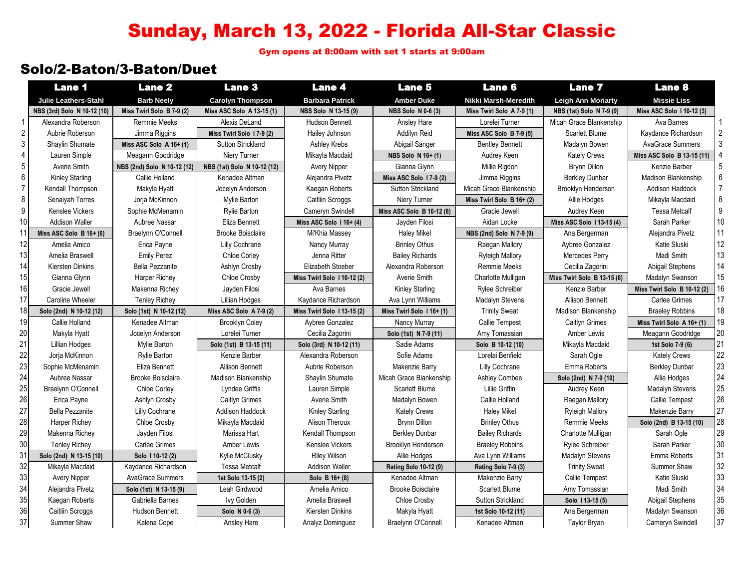# Sunday, March 13, 2022 - Florida All-Star Classic

Gym opens at 8:00am with set 1 starts at 9:00am

## Solo/2-Baton/3-Baton/Duet

| | Lane 1 | Lane 2 | Lane 3 | Lane 4 | Lane 5 | Lane 6 | Lane 7 | Lane 8 | |
|---|---|---|---|---|---|---|---|---|---|
| | Julie Leathers-Stahl | Barb Neely | Carolyn Thompson | Barbara Patrick | Amber Duke | Nikki Marsh-Meredith | Leigh Ann Moriarty | Missie Liss | |
| | **NBS (3rd) Solo N 10-12 (10)** | **Miss Twirl Solo B 7-9 (2)** | **Miss ASC Solo A 13-15 (1)** | **NBS Solo N 13-15 (9)** | **NBS Solo N 0-6 (3)** | **Miss Twirl Solo A 7-9 (1)** | **NBS (1st) Solo N 7-9 (9)** | **Miss ASC Solo I 10-12 (3)** | |
| 1 | Alexandra Roberson | Remmie Meeks | Alexis DeLand | Hudson Bennett | Ansley Hare | Lorelei Turner | Micah Grace Blankenship | Ava Barnes | 1 |
| 2 | Aubrie Roberson | Jimma Riggins | **Miss Twirl Solo I 7-9 (2)** | Hailey Johnson | Addilyn Reid | **Miss ASC Solo B 7-9 (5)** | Scarlett Blume | Kaydance Richardson | 2 |
| 3 | Shaylin Shumate | **Miss ASC Solo A 16+ (1)** | Sutton Strickland | Ashley Krebs | Abigail Sanger | Bentley Bennett | Madalyn Bowen | AvaGrace Summers | 3 |
| 4 | Lauren Simple | Meagann Goodridge | Niery Turner | Mikayla Macdaid | **NBS Solo N 16+ (1)** | Audrey Keen | Kately Crews | **Miss ASC Solo B 13-15 (11)** | 4 |
| 5 | Averie Smith | **NBS (2nd) Solo N 10-12 (12)** | **NBS (1st) Solo N 10-12 (12)** | Avery Nipper | Gianna Glynn | Millie Rigdon | Brynn Dillon | Kenzie Barber | 5 |
| 6 | Kinley Starling | Callie Holland | Kenadee Altman | Alejandra Pivetz | **Miss ASC Solo I 7-9 (2)** | Jimma Riggins | Berkley Dunbar | Madison Blankenship | 6 |
| 7 | Kendall Thompson | Makyla Hyatt | Jocelyn Anderson | Kaegan Roberts | Sutton Strickland | Micah Grace Blankenship | Brooklyn Henderson | Addison Haddock | 7 |
| 8 | Senaiyah Torres | Jorja McKinnon | Mylie Barton | Caitliin Scroggs | Niery Turner | **Miss Twirl Solo B 16+ (2)** | Allie Hodges | Mikayla Macdaid | 8 |
| 9 | Kenslee Vickers | Sophie McMenamin | Rylie Barton | Cameryn Swindell | **Miss ASC Solo B 10-12 (8)** | Gracie Jewell | Audrey Keen | Tessa Metcalf | 9 |
| 10 | Addison Waller | Aubree Nassar | Eliza Bennett | **Miss ASC Solo I 16+ (4)** | Jayden Filosi | Aidan Locke | **Miss ASC Solo I 13-15 (4)** | Sarah Parker | 10 |
| 11 | **Miss ASC Solo B 16+ (6)** | Braelynn O'Connell | Brooke Boisclaire | Mi'Khia Massey | Haley Mikel | **NBS (2nd) Solo N 7-9 (9)** | Ana Bergerman | Alejandra Pivetz | 11 |
| 12 | Amelia Amico | Erica Payne | Lilly Cochrane | Nancy Murray | Brinley Othus | Raegan Mallory | Aybree Gonzalez | Katie Sluski | 12 |
| 13 | Amelia Braswell | Emily Perez | Chloe Corley | Jenna Ritter | Bailey Richards | Ryleigh Mallory | Mercedes Perry | Madi Smith | 13 |
| 14 | Kiersten Dinkins | Bella Pezzanite | Ashlyn Crosby | Elizabeth Stoeber | Alexandra Roberson | Remmie Meeks | Cecilia Zagorini | Abigail Stephens | 14 |
| 15 | Gianna Glynn | Harper Richey | Chloe Crosby | **Miss Twirl Solo I 10-12 (2)** | Averie Smith | Charlotte Mulligan | **Miss Twirl Solo B 13-15 (8)** | Madalyn Swanson | 15 |
| 16 | Gracie Jewell | Makenna Richey | Jayden Filosi | Ava Barnes | Kinley Starling | Rylee Schreiber | Kenzie Barber | **Miss Twirl Solo B 10-12 (2)** | 16 |
| 17 | Caroline Wheeler | Tenley Richey | Lillian Hodges | Kaydance Richardson | Ava Lynn Williams | Madalyn Stevens | Allison Bennett | Carlee Grimes | 17 |
| 18 | **Solo (2nd) N 10-12 (12)** | **Solo (1st) N 10-12 (12)** | **Miss ASC Solo A 7-9 (2)** | **Miss Twirl Solo I 13-15 (2)** | **Miss Twirl Solo I 16+ (1)** | Trinity Sweat | Madison Blankenship | Braeley Robbins | 18 |
| 19 | Callie Holland | Kenadee Altman | Brooklyn Coley | Aybree Gonzalez | Nancy Murray | Callie Tempest | Caitlyn Grimes | **Miss Twirl Solo A 16+ (1)** | 19 |
| 20 | Makyla Hyatt | Jocelyn Anderson | Lorelei Turner | Cecilia Zagorini | **Solo (1st) N 7-9 (11)** | Amy Tomassian | Amber Lewis | Meagann Goodridge | 20 |
| 21 | Lillian Hodges | Mylie Barton | **Solo (1st) B 13-15 (11)** | **Solo (3rd) N 10-12 (11)** | Sadie Adams | **Solo B 10-12 (10)** | Mikayla Macdaid | **1st Solo 7-9 (6)** | 21 |
| 22 | Jorja McKinnon | Rylie Barton | Kenzie Barber | Alexandra Roberson | Sofie Adams | Lorelai Benfield | Sarah Ogle | Kately Crews | 22 |
| 23 | Sophie McMenamin | Eliza Bennett | Allison Bennett | Aubrie Roberson | Makenzie Barry | Lilly Cochrane | Emma Roberts | Berkley Dunbar | 23 |
| 24 | Aubree Nassar | Brooke Boisclaire | Madison Blankenship | Shaylin Shumate | Micah Grace Blankenship | Ashley Combee | **Solo (2nd) N 7-9 (10)** | Allie Hodges | 24 |
| 25 | Braelynn O'Connell | Chloe Corley | Lyndee Griffis | Lauren Simple | Scarlett Blume | Lillie Griffin | Audrey Keen | Madalyn Stevens | 25 |
| 26 | Erica Payne | Ashlyn Crosby | Caitlyn Grimes | Averie Smith | Madalyn Bowen | Callie Holland | Raegan Mallory | Callie Tempest | 26 |
| 27 | Bella Pezzanite | Lilly Cochrane | Addison Haddock | Kinley Starling | Kately Crews | Haley Mikel | Ryleigh Mallory | Makenzie Barry | 27 |
| 28 | Harper Richey | Chloe Crosby | Mikayla Macdaid | Alison Theroux | Brynn Dillon | Brinley Othus | Remmie Meeks | **Solo (2nd) B 13-15 (10)** | 28 |
| 29 | Makenna Richey | Jayden Filosi | Marissa Hart | Kendall Thompson | Berkley Dunbar | Bailey Richards | Charlotte Mulligan | Sarah Ogle | 29 |
| 30 | Tenley Richey | Carlee Grimes | Amber Lewis | Kenslee Vickers | Brooklyn Henderson | Braeley Robbins | Rylee Schreiber | Sarah Parker | 30 |
| 31 | **Solo (2nd) N 13-15 (10)** | **Solo I 10-12 (2)** | Kylie McClusky | Riley Wilson | Allie Hodges | Ava Lynn Williams | Madalyn Stevens | Emma Roberts | 31 |
| 32 | Mikayla Macdaid | Kaydance Richardson | Tessa Metcalf | Addison Waller | **Rating Solo 10-12 (9)** | **Rating Solo 7-9 (3)** | Trinity Sweat | Summer Shaw | 32 |
| 33 | Avery Nipper | AvaGrace Summers | **1st Solo 13-15 (2)** | **Solo B 16+ (8)** | Kenadee Altman | Makenzie Barry | Callie Tempest | Katie Sluski | 33 |
| 34 | Alejandra Pivetz | **Solo (1st) N 13-15 (9)** | Leah Girdwood | Amelia Amico | Brooke Boisclaire | Scarlett Blume | Amy Tomassian | Madi Smith | 34 |
| 35 | Kaegan Roberts | Gabriella Barnes | Ivy Golden | Amelia Braswell | Chloe Crosby | Sutton Strickland | **Solo I 13-15 (5)** | Abigail Stephens | 35 |
| 36 | Caitliin Scroggs | Hudson Bennett | **Solo N 0-6 (3)** | Kiersten Dinkins | Makyla Hyatt | **1st Solo 10-12 (11)** | Ana Bergerman | Madalyn Swanson | 36 |
| 37 | Summer Shaw | Kalena Cope | Ansley Hare | Analyz Dominguez | Braelynn O'Connell | Kenadee Altman | Taylor Bryan | Cameryn Swindell | 37 |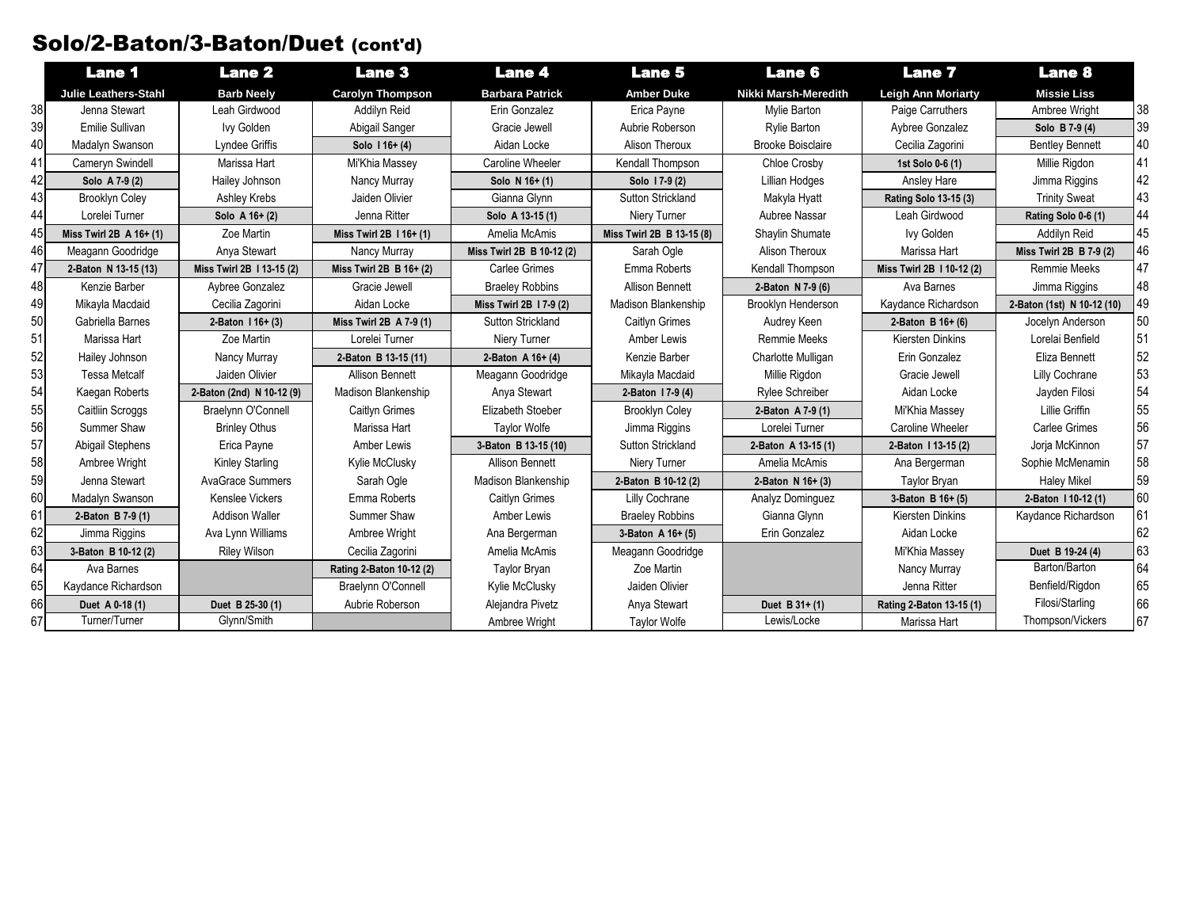# Solo/2-Baton/3-Baton/Duet (cont'd)

| | Lane 1 | Lane 2 | Lane 3 | Lane 4 | Lane 5 | Lane 6 | Lane 7 | Lane 8 | |
|---|---|---|---|---|---|---|---|---|---|
| | **Julie Leathers-Stahl** | **Barb Neely** | **Carolyn Thompson** | **Barbara Patrick** | **Amber Duke** | **Nikki Marsh-Meredith** | **Leigh Ann Moriarty** | **Missie Liss** | |
| 38 | Jenna Stewart | Leah Girdwood | Addilyn Reid | Erin Gonzalez | Erica Payne | Mylie Barton | Paige Carruthers | Ambree Wright | 38 |
| 39 | Emilie Sullivan | Ivy Golden | Abigail Sanger | Gracie Jewell | Aubrie Roberson | Rylie Barton | Aybree Gonzalez | **Solo B 7-9 (4)** | 39 |
| 40 | Madalyn Swanson | Lyndee Griffis | **Solo I 16+ (4)** | Aidan Locke | Alison Theroux | Brooke Boisclaire | Cecilia Zagorini | Bentley Bennett | 40 |
| 41 | Cameryn Swindell | Marissa Hart | Mi'Khia Massey | Caroline Wheeler | Kendall Thompson | Chloe Crosby | **1st Solo 0-6 (1)** | Millie Rigdon | 41 |
| 42 | **Solo A 7-9 (2)** | Hailey Johnson | Nancy Murray | **Solo N 16+ (1)** | **Solo I 7-9 (2)** | Lillian Hodges | Ansley Hare | Jimma Riggins | 42 |
| 43 | Brooklyn Coley | Ashley Krebs | Jaiden Olivier | Gianna Glynn | Sutton Strickland | Makyla Hyatt | **Rating Solo 13-15 (3)** | Trinity Sweat | 43 |
| 44 | Lorelei Turner | **Solo A 16+ (2)** | Jenna Ritter | **Solo A 13-15 (1)** | Niery Turner | Aubree Nassar | Leah Girdwood | **Rating Solo 0-6 (1)** | 44 |
| 45 | **Miss Twirl 2B A 16+ (1)** | Zoe Martin | **Miss Twirl 2B I 16+ (1)** | Amelia McAmis | **Miss Twirl 2B B 13-15 (8)** | Shaylin Shumate | Ivy Golden | Addilyn Reid | 45 |
| 46 | Meagann Goodridge | Anya Stewart | Nancy Murray | **Miss Twirl 2B B 10-12 (2)** | Sarah Ogle | Alison Theroux | Marissa Hart | **Miss Twirl 2B B 7-9 (2)** | 46 |
| 47 | **2-Baton N 13-15 (13)** | **Miss Twirl 2B I 13-15 (2)** | **Miss Twirl 2B B 16+ (2)** | Carlee Grimes | Emma Roberts | Kendall Thompson | **Miss Twirl 2B I 10-12 (2)** | Remmie Meeks | 47 |
| 48 | Kenzie Barber | Aybree Gonzalez | Gracie Jewell | Braeley Robbins | Allison Bennett | **2-Baton N 7-9 (6)** | Ava Barnes | Jimma Riggins | 48 |
| 49 | Mikayla Macdaid | Cecilia Zagorini | Aidan Locke | **Miss Twirl 2B I 7-9 (2)** | Madison Blankenship | Brooklyn Henderson | Kaydance Richardson | **2-Baton (1st) N 10-12 (10)** | 49 |
| 50 | Gabriella Barnes | **2-Baton I 16+ (3)** | **Miss Twirl 2B A 7-9 (1)** | Sutton Strickland | Caitlyn Grimes | Audrey Keen | **2-Baton B 16+ (6)** | Jocelyn Anderson | 50 |
| 51 | Marissa Hart | Zoe Martin | Lorelei Turner | Niery Turner | Amber Lewis | Remmie Meeks | Kiersten Dinkins | Lorelai Benfield | 51 |
| 52 | Hailey Johnson | Nancy Murray | **2-Baton B 13-15 (11)** | **2-Baton A 16+ (4)** | Kenzie Barber | Charlotte Mulligan | Erin Gonzalez | Eliza Bennett | 52 |
| 53 | Tessa Metcalf | Jaiden Olivier | Allison Bennett | Meagann Goodridge | Mikayla Macdaid | Millie Rigdon | Gracie Jewell | Lilly Cochrane | 53 |
| 54 | Kaegan Roberts | **2-Baton (2nd) N 10-12 (9)** | Madison Blankenship | Anya Stewart | **2-Baton I 7-9 (4)** | Rylee Schreiber | Aidan Locke | Jayden Filosi | 54 |
| 55 | Caitliin Scroggs | Braelynn O'Connell | Caitlyn Grimes | Elizabeth Stoeber | Brooklyn Coley | **2-Baton A 7-9 (1)** | Mi'Khia Massey | Lillie Griffin | 55 |
| 56 | Summer Shaw | Brinley Othus | Marissa Hart | Taylor Wolfe | Jimma Riggins | Lorelei Turner | Caroline Wheeler | Carlee Grimes | 56 |
| 57 | Abigail Stephens | Erica Payne | Amber Lewis | **3-Baton B 13-15 (10)** | Sutton Strickland | **2-Baton A 13-15 (1)** | **2-Baton I 13-15 (2)** | Jorja McKinnon | 57 |
| 58 | Ambree Wright | Kinley Starling | Kylie McClusky | Allison Bennett | Niery Turner | Amelia McAmis | Ana Bergerman | Sophie McMenamin | 58 |
| 59 | Jenna Stewart | AvaGrace Summers | Sarah Ogle | Madison Blankenship | **2-Baton B 10-12 (2)** | **2-Baton N 16+ (3)** | Taylor Bryan | Haley Mikel | 59 |
| 60 | Madalyn Swanson | Kenslee Vickers | Emma Roberts | Caitlyn Grimes | Lilly Cochrane | Analyz Dominguez | **3-Baton B 16+ (5)** | **2-Baton I 10-12 (1)** | 60 |
| 61 | **2-Baton B 7-9 (1)** | Addison Waller | Summer Shaw | Amber Lewis | Braeley Robbins | Gianna Glynn | Kiersten Dinkins | Kaydance Richardson | 61 |
| 62 | Jimma Riggins | Ava Lynn Williams | Ambree Wright | Ana Bergerman | **3-Baton A 16+ (5)** | Erin Gonzalez | Aidan Locke | | 62 |
| 63 | **3-Baton B 10-12 (2)** | Riley Wilson | Cecilia Zagorini | Amelia McAmis | Meagann Goodridge | | Mi'Khia Massey | **Duet B 19-24 (4)** | 63 |
| 64 | Ava Barnes | | **Rating 2-Baton 10-12 (2)** | Taylor Bryan | Zoe Martin | | Nancy Murray | Barton/Barton | 64 |
| 65 | Kaydance Richardson | | Braelynn O'Connell | Kylie McClusky | Jaiden Olivier | | Jenna Ritter | Benfield/Rigdon | 65 |
| 66 | **Duet A 0-18 (1)** | **Duet B 25-30 (1)** | Aubrie Roberson | Alejandra Pivetz | Anya Stewart | **Duet B 31+ (1)** | **Rating 2-Baton 13-15 (1)** | Filosi/Starling | 66 |
| 67 | Turner/Turner | Glynn/Smith | | Ambree Wright | Taylor Wolfe | Lewis/Locke | Marissa Hart | Thompson/Vickers | 67 |